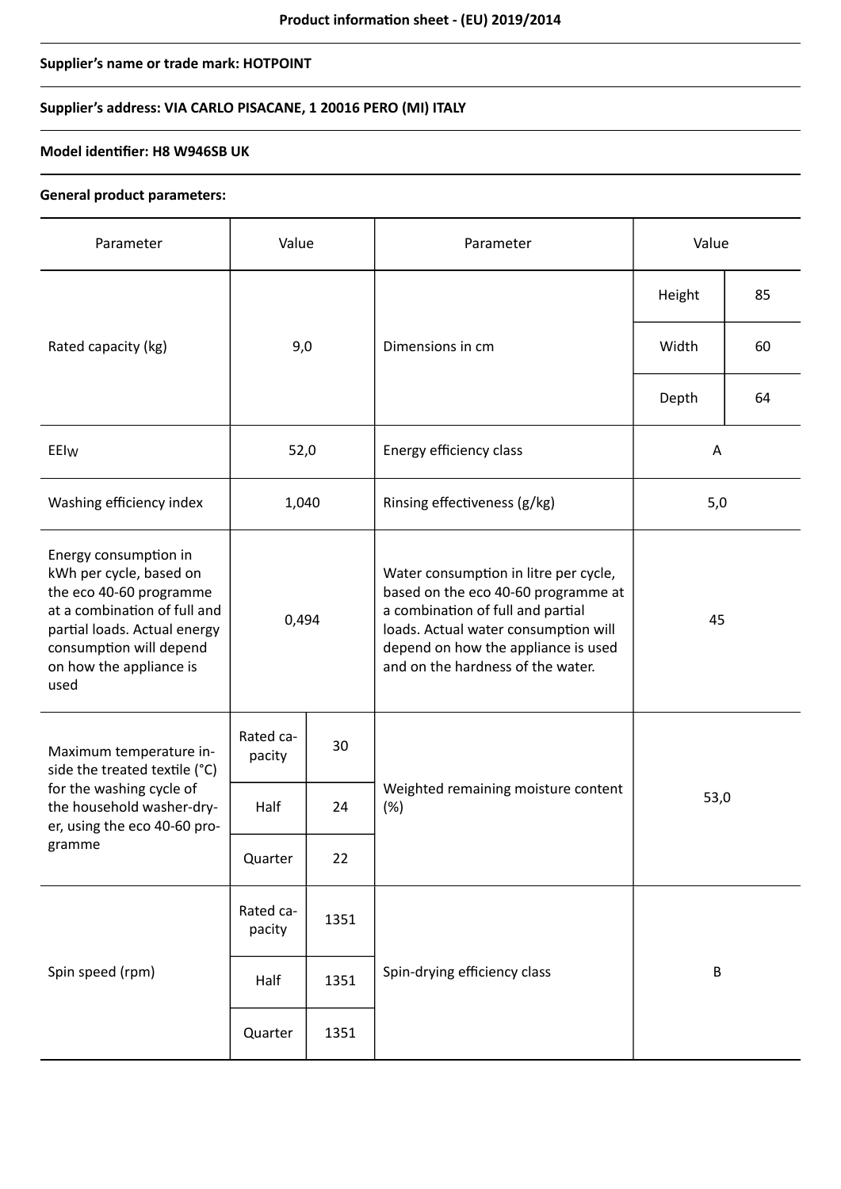**Product information sheet - (EU) 2019/2014**

**Supplier's name or trade mark: HOTPOINT**

**Supplier's address: VIA CARLO PISACANE, 1 20016 PERO (MI) ITALY**

**Model identifier: H8 W946SB UK**

**General product parameters:**

| Parameter | Value | | Parameter | Value | |
|---|---|---|---|---|---|
| Rated capacity (kg) | 9,0 | | Dimensions in cm | Height | 85 |
| | | | | Width | 60 |
| | | | | Depth | 64 |
| $EEI_W$ | 52,0 | | Energy efficiency class | A | |
| Washing efficiency index | 1,040 | | Rinsing effectiveness (g/kg) | 5,0 | |
| Energy consumption in kWh per cycle, based on the eco 40-60 programme at a combination of full and partial loads. Actual energy consumption will depend on how the appliance is used | 0,494 | | Water consumption in litre per cycle, based on the eco 40-60 programme at a combination of full and partial loads. Actual water consumption will depend on how the appliance is used and on the hardness of the water. | 45 | |
| Maximum temperature inside the treated textile (°C) for the washing cycle of the household washer-dryer, using the eco 40-60 programme | Rated capacity | 30 | Weighted remaining moisture content (%) | 53,0 | |
| | Half | 24 | | | |
| | Quarter | 22 | | | |
| Spin speed (rpm) | Rated capacity | 1351 | Spin-drying efficiency class | B | |
| | Half | 1351 | | | |
| | Quarter | 1351 | | | |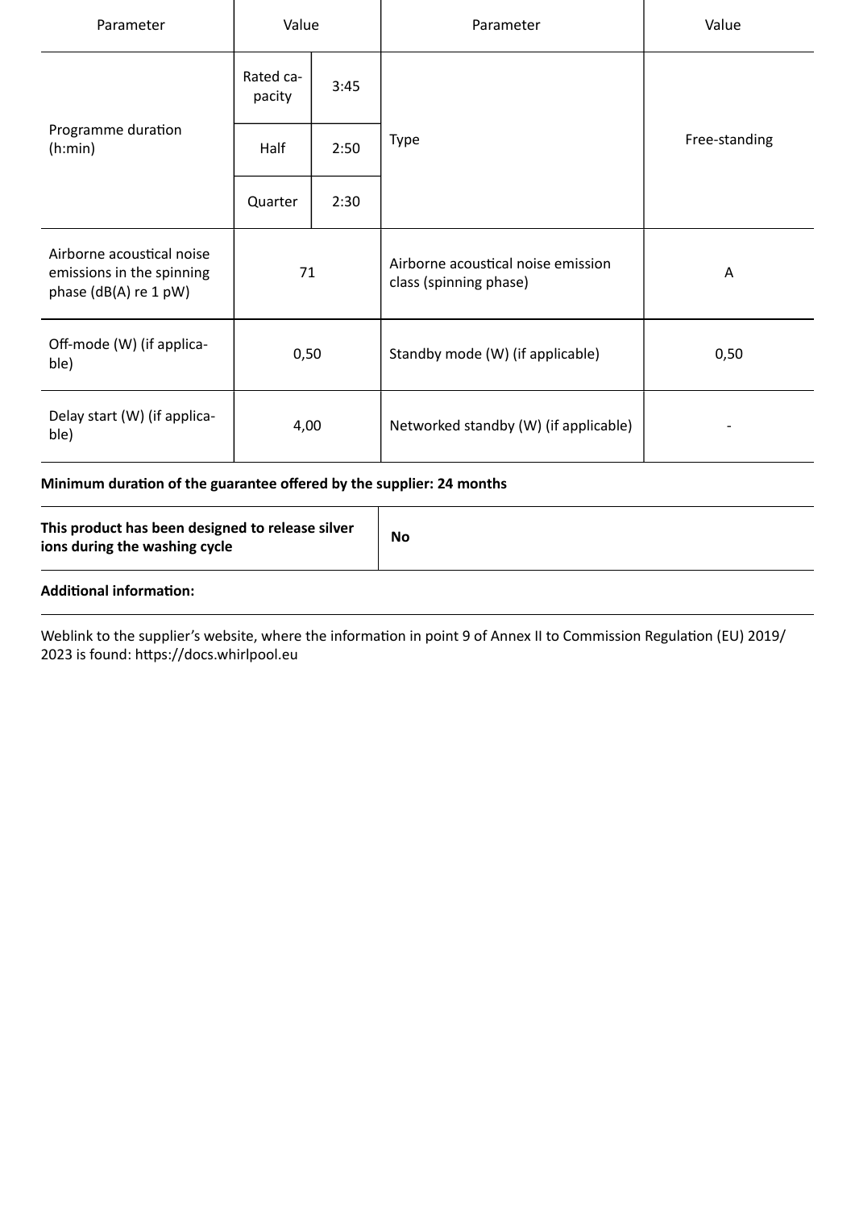| Parameter | Value | | Parameter | Value |
|---|---|---|---|---|
| Programme duration (h:min) | Rated capacity | 3:45 | Type | Free-standing |
| | Half | 2:50 | | |
| | Quarter | 2:30 | | |
| Airborne acoustical noise emissions in the spinning phase (dB(A) re 1 pW) | 71 | | Airborne acoustical noise emission class (spinning phase) | A |
| Off-mode (W) (if applicable) | 0,50 | | Standby mode (W) (if applicable) | 0,50 |
| Delay start (W) (if applicable) | 4,00 | | Networked standby (W) (if applicable) | - |

**Minimum duration of the guarantee offered by the supplier: 24 months**

| | |
|---|---|
| **This product has been designed to release silver ions during the washing cycle** | **No** |

**Additional information:**

Weblink to the supplier's website, where the information in point 9 of Annex II to Commission Regulation (EU) 2019/2023 is found: https://docs.whirlpool.eu